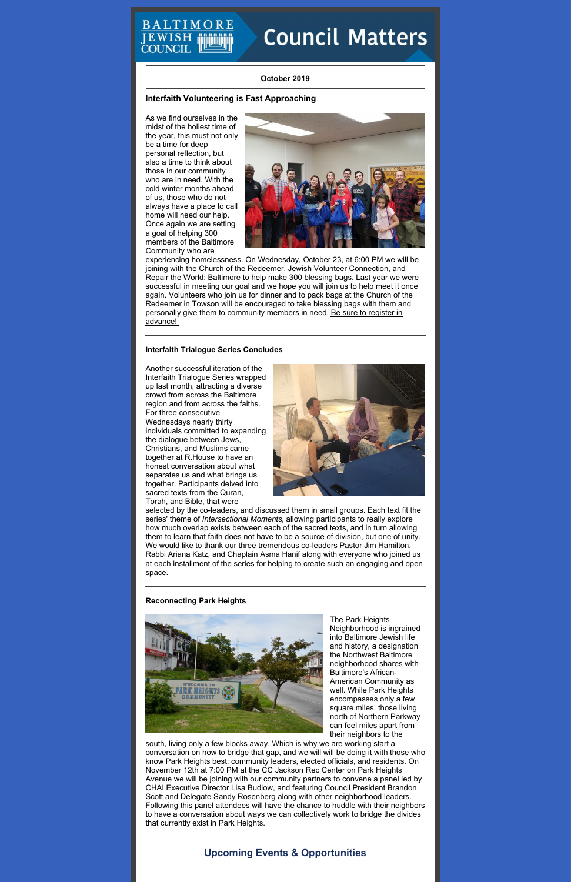# Council Matters

BALTIMORE JEWISH COUNCIL

**October 2019**

## Interfaith Volunteering is Fast Approaching

As we find ourselves in the midst of the holiest time of the year, this must not only be a time for deep personal reflection, but also a time to think about those in our community who are in need. With the cold winter months ahead of us, those who do not always have a place to call home will need our help. Once again we are setting a goal of helping 300 members of the Baltimore Community who are experiencing homelessness. On Wednesday, October 23, at 6:00 PM we will be joining with the Church of the Redeemer, Jewish Volunteer Connection, and Repair the World: Baltimore to help make 300 blessing bags. Last year we were successful in meeting our goal and we hope you will join us to help meet it once again. Volunteers who join us for dinner and to pack bags at the Church of the Redeemer in Towson will be encouraged to take blessing bags with them and personally give them to community members in need. Be sure to register in advance!

## Interfaith Trialogue Series Concludes

Another successful iteration of the Interfaith Trialogue Series wrapped up last month, attracting a diverse crowd from across the Baltimore region and from across the faiths. For three consecutive Wednesdays nearly thirty individuals committed to expanding the dialogue between Jews, Christians, and Muslims came together at R.House to have an honest conversation about what separates us and what brings us together. Participants delved into sacred texts from the Quran, Torah, and Bible, that were selected by the co-leaders, and discussed them in small groups. Each text fit the series' theme of *Intersectional Moments,* allowing participants to really explore how much overlap exists between each of the sacred texts, and in turn allowing them to learn that faith does not have to be a source of division, but one of unity. We would like to thank our three tremendous co-leaders Pastor Jim Hamilton, Rabbi Ariana Katz, and Chaplain Asma Hanif along with everyone who joined us at each installment of the series for helping to create such an engaging and open space.

## Reconnecting Park Heights

The Park Heights Neighborhood is ingrained into Baltimore Jewish life and history, a designation the Northwest Baltimore neighborhood shares with Baltimore's African-American Community as well. While Park Heights encompasses only a few square miles, those living north of Northern Parkway can feel miles apart from their neighbors to the south, living only a few blocks away. Which is why we are working start a conversation on how to bridge that gap, and we will will be doing it with those who know Park Heights best: community leaders, elected officials, and residents. On November 12th at 7:00 PM at the CC Jackson Rec Center on Park Heights Avenue we will be joining with our community partners to convene a panel led by CHAI Executive Director Lisa Budlow, and featuring Council President Brandon Scott and Delegate Sandy Rosenberg along with other neighborhood leaders. Following this panel attendees will have the chance to huddle with their neighbors to have a conversation about ways we can collectively work to bridge the divides that currently exist in Park Heights.

## Upcoming Events & Opportunities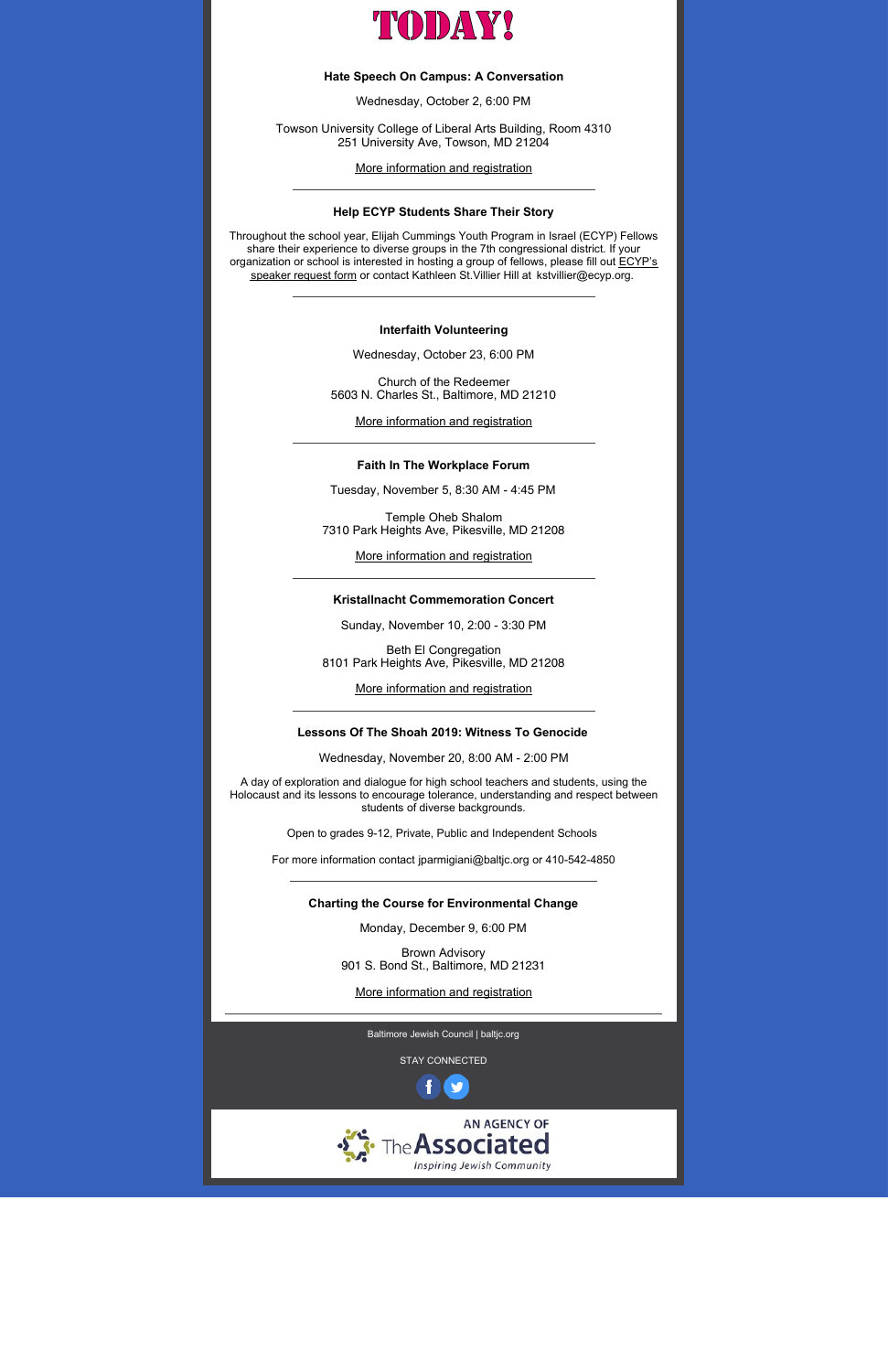# TODAY!

### Hate Speech On Campus: A Conversation

Wednesday, October 2, 6:00 PM

Towson University College of Liberal Arts Building, Room 4310
251 University Ave, Towson, MD 21204

More information and registration

---

### Help ECYP Students Share Their Story

Throughout the school year, Elijah Cummings Youth Program in Israel (ECYP) Fellows share their experience to diverse groups in the 7th congressional district. If your organization or school is interested in hosting a group of fellows, please fill out ECYP's speaker request form or contact Kathleen St.Villier Hill at kstvillier@ecyp.org.

---

### Interfaith Volunteering

Wednesday, October 23, 6:00 PM

Church of the Redeemer
5603 N. Charles St., Baltimore, MD 21210

More information and registration

---

### Faith In The Workplace Forum

Tuesday, November 5, 8:30 AM - 4:45 PM

Temple Oheb Shalom
7310 Park Heights Ave, Pikesville, MD 21208

More information and registration

---

### Kristallnacht Commemoration Concert

Sunday, November 10, 2:00 - 3:30 PM

Beth El Congregation
8101 Park Heights Ave, Pikesville, MD 21208

More information and registration

---

### Lessons Of The Shoah 2019: Witness To Genocide

Wednesday, November 20, 8:00 AM - 2:00 PM

A day of exploration and dialogue for high school teachers and students, using the Holocaust and its lessons to encourage tolerance, understanding and respect between students of diverse backgrounds.

Open to grades 9-12, Private, Public and Independent Schools

For more information contact jparmigiani@baltjc.org or 410-542-4850

---

### Charting the Course for Environmental Change

Monday, December 9, 6:00 PM

Brown Advisory
901 S. Bond St., Baltimore, MD 21231

More information and registration

---

Baltimore Jewish Council | baltjc.org

STAY CONNECTED

AN AGENCY OF The Associated
*Inspiring Jewish Community*